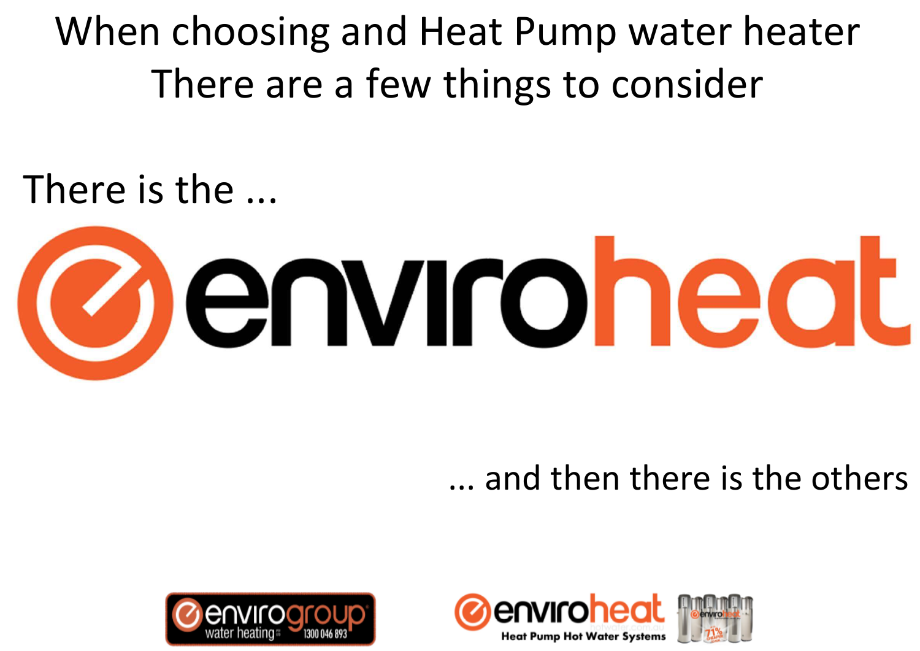When choosing and Heat Pump water heater
There are a few things to consider

There is the ...

enviroheat

... and then there is the others

enviro group water heating 1300 046 893

enviroheat Heat Pump Hot Water Systems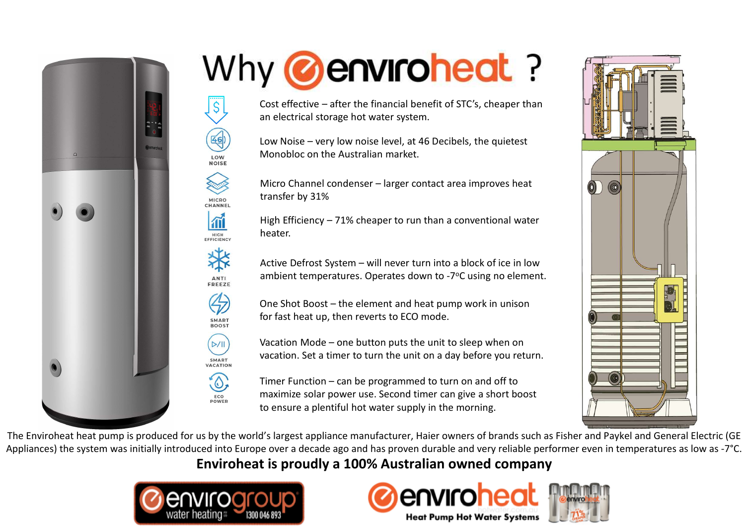# Why enviroheat ?

Cost effective – after the financial benefit of STC's, cheaper than an electrical storage hot water system.

Low Noise – very low noise level, at 46 Decibels, the quietest Monobloc on the Australian market.

Micro Channel condenser – larger contact area improves heat transfer by 31%

High Efficiency – 71% cheaper to run than a conventional water heater.

Active Defrost System – will never turn into a block of ice in low ambient temperatures. Operates down to -7°C using no element.

One Shot Boost – the element and heat pump work in unison for fast heat up, then reverts to ECO mode.

Vacation Mode – one button puts the unit to sleep when on vacation. Set a timer to turn the unit on a day before you return.

Timer Function – can be programmed to turn on and off to maximize solar power use. Second timer can give a short boost to ensure a plentiful hot water supply in the morning.

The Enviroheat heat pump is produced for us by the world's largest appliance manufacturer, Haier owners of brands such as Fisher and Paykel and General Electric (GE Appliances) the system was initially introduced into Europe over a decade ago and has proven durable and very reliable performer even in temperatures as low as -7°C.

**Enviroheat is proudly a 100% Australian owned company**

envirogroup water heating 1300 046 893

enviroheat Heat Pump Hot Water Systems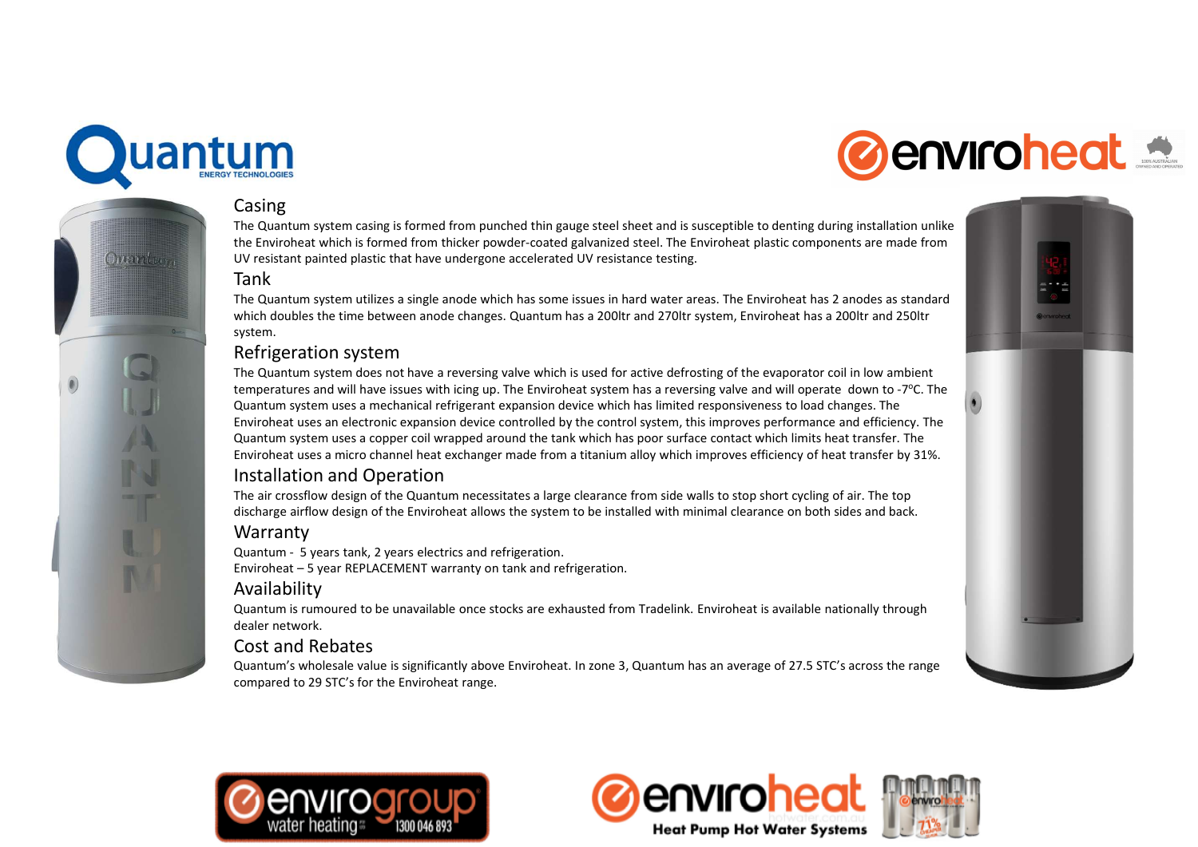## Casing

The Quantum system casing is formed from punched thin gauge steel sheet and is susceptible to denting during installation unlike the Enviroheat which is formed from thicker powder-coated galvanized steel. The Enviroheat plastic components are made from UV resistant painted plastic that have undergone accelerated UV resistance testing.

## Tank

The Quantum system utilizes a single anode which has some issues in hard water areas. The Enviroheat has 2 anodes as standard which doubles the time between anode changes. Quantum has a 200ltr and 270ltr system, Enviroheat has a 200ltr and 250ltr system.

## Refrigeration system

The Quantum system does not have a reversing valve which is used for active defrosting of the evaporator coil in low ambient temperatures and will have issues with icing up. The Enviroheat system has a reversing valve and will operate down to -7ºC. The Quantum system uses a mechanical refrigerant expansion device which has limited responsiveness to load changes. The Enviroheat uses an electronic expansion device controlled by the control system, this improves performance and efficiency. The Quantum system uses a copper coil wrapped around the tank which has poor surface contact which limits heat transfer. The Enviroheat uses a micro channel heat exchanger made from a titanium alloy which improves efficiency of heat transfer by 31%.

## Installation and Operation

The air crossflow design of the Quantum necessitates a large clearance from side walls to stop short cycling of air. The top discharge airflow design of the Enviroheat allows the system to be installed with minimal clearance on both sides and back.

## Warranty

Quantum - 5 years tank, 2 years electrics and refrigeration.
Enviroheat – 5 year REPLACEMENT warranty on tank and refrigeration.

## Availability

Quantum is rumoured to be unavailable once stocks are exhausted from Tradelink. Enviroheat is available nationally through dealer network.

## Cost and Rebates

Quantum's wholesale value is significantly above Enviroheat. In zone 3, Quantum has an average of 27.5 STC's across the range compared to 29 STC's for the Enviroheat range.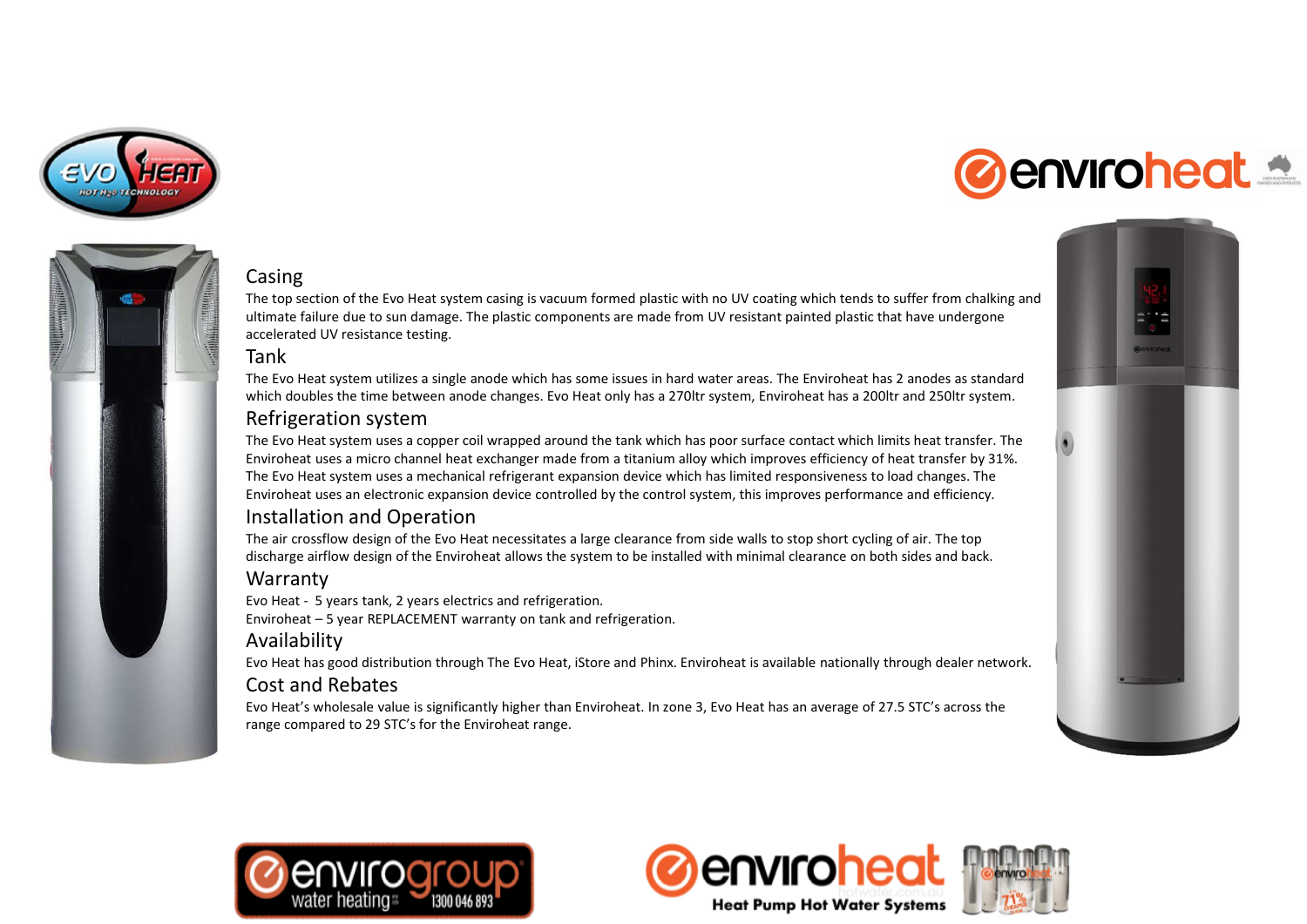## Casing

The top section of the Evo Heat system casing is vacuum formed plastic with no UV coating which tends to suffer from chalking and ultimate failure due to sun damage. The plastic components are made from UV resistant painted plastic that have undergone accelerated UV resistance testing.

## Tank

The Evo Heat system utilizes a single anode which has some issues in hard water areas. The Enviroheat has 2 anodes as standard which doubles the time between anode changes. Evo Heat only has a 270ltr system, Enviroheat has a 200ltr and 250ltr system.

## Refrigeration system

The Evo Heat system uses a copper coil wrapped around the tank which has poor surface contact which limits heat transfer. The Enviroheat uses a micro channel heat exchanger made from a titanium alloy which improves efficiency of heat transfer by 31%. The Evo Heat system uses a mechanical refrigerant expansion device which has limited responsiveness to load changes. The Enviroheat uses an electronic expansion device controlled by the control system, this improves performance and efficiency.

## Installation and Operation

The air crossflow design of the Evo Heat necessitates a large clearance from side walls to stop short cycling of air. The top discharge airflow design of the Enviroheat allows the system to be installed with minimal clearance on both sides and back.

## Warranty

Evo Heat - 5 years tank, 2 years electrics and refrigeration.

Enviroheat – 5 year REPLACEMENT warranty on tank and refrigeration.

## Availability

Evo Heat has good distribution through The Evo Heat, iStore and Phinx. Enviroheat is available nationally through dealer network.

## Cost and Rebates

Evo Heat's wholesale value is significantly higher than Enviroheat. In zone 3, Evo Heat has an average of 27.5 STC's across the range compared to 29 STC's for the Enviroheat range.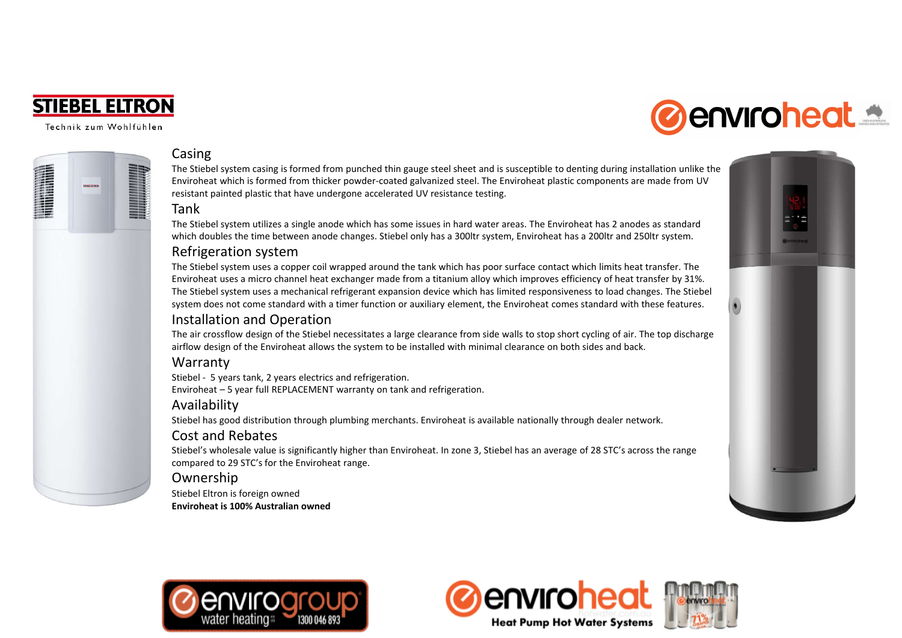STIEBEL ELTRON

Technik zum Wohlfühlen

## Casing

The Stiebel system casing is formed from punched thin gauge steel sheet and is susceptible to denting during installation unlike the Enviroheat which is formed from thicker powder-coated galvanized steel. The Enviroheat plastic components are made from UV resistant painted plastic that have undergone accelerated UV resistance testing.

## Tank

The Stiebel system utilizes a single anode which has some issues in hard water areas. The Enviroheat has 2 anodes as standard which doubles the time between anode changes. Stiebel only has a 300ltr system, Enviroheat has a 200ltr and 250ltr system.

## Refrigeration system

The Stiebel system uses a copper coil wrapped around the tank which has poor surface contact which limits heat transfer. The Enviroheat uses a micro channel heat exchanger made from a titanium alloy which improves efficiency of heat transfer by 31%. The Stiebel system uses a mechanical refrigerant expansion device which has limited responsiveness to load changes. The Stiebel system does not come standard with a timer function or auxiliary element, the Enviroheat comes standard with these features.

## Installation and Operation

The air crossflow design of the Stiebel necessitates a large clearance from side walls to stop short cycling of air. The top discharge airflow design of the Enviroheat allows the system to be installed with minimal clearance on both sides and back.

## Warranty

Stiebel - 5 years tank, 2 years electrics and refrigeration.

Enviroheat – 5 year full REPLACEMENT warranty on tank and refrigeration.

## Availability

Stiebel has good distribution through plumbing merchants. Enviroheat is available nationally through dealer network.

## Cost and Rebates

Stiebel's wholesale value is significantly higher than Enviroheat. In zone 3, Stiebel has an average of 28 STC's across the range compared to 29 STC's for the Enviroheat range.

## Ownership

Stiebel Eltron is foreign owned

**Enviroheat is 100% Australian owned**

envirogroup water heating 1300 046 893

enviroheat Heat Pump Hot Water Systems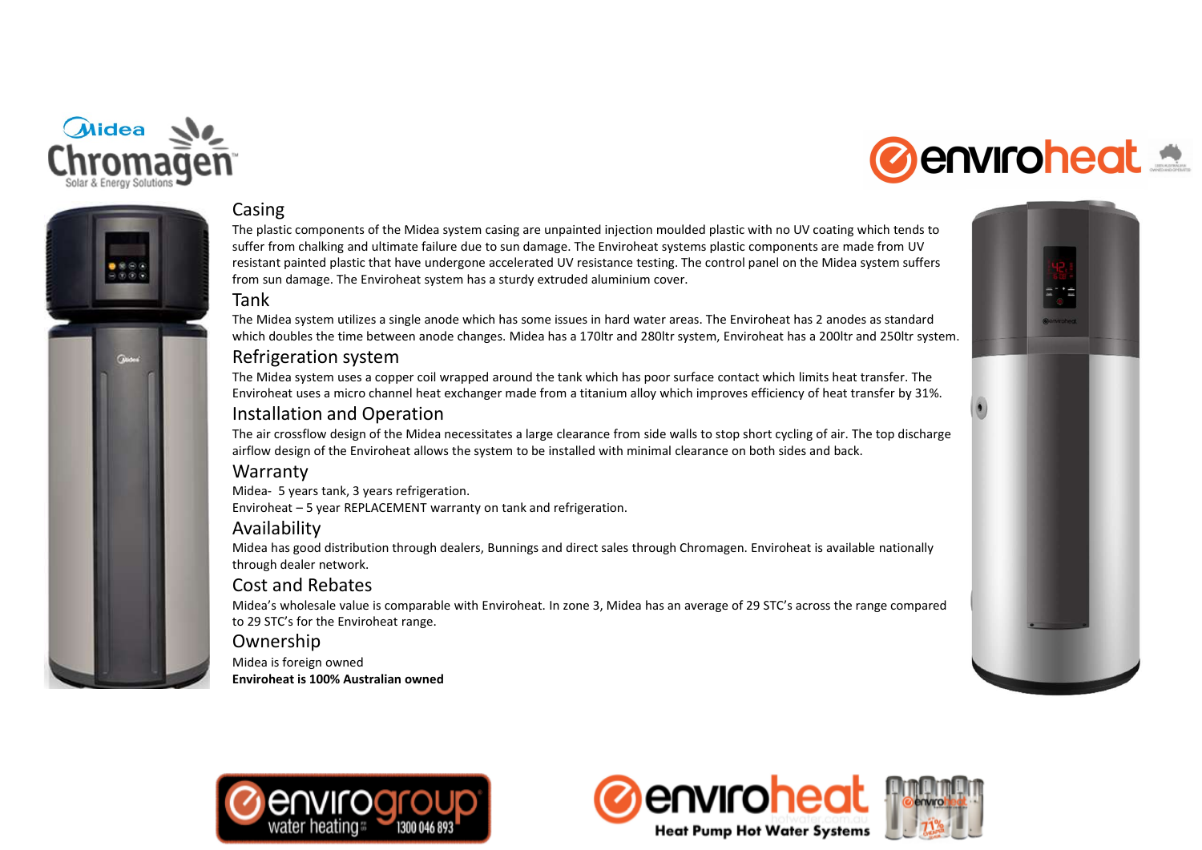## Casing

The plastic components of the Midea system casing are unpainted injection moulded plastic with no UV coating which tends to suffer from chalking and ultimate failure due to sun damage. The Enviroheat systems plastic components are made from UV resistant painted plastic that have undergone accelerated UV resistance testing. The control panel on the Midea system suffers from sun damage. The Enviroheat system has a sturdy extruded aluminium cover.

## Tank

The Midea system utilizes a single anode which has some issues in hard water areas. The Enviroheat has 2 anodes as standard which doubles the time between anode changes. Midea has a 170ltr and 280ltr system, Enviroheat has a 200ltr and 250ltr system.

## Refrigeration system

The Midea system uses a copper coil wrapped around the tank which has poor surface contact which limits heat transfer. The Enviroheat uses a micro channel heat exchanger made from a titanium alloy which improves efficiency of heat transfer by 31%.

## Installation and Operation

The air crossflow design of the Midea necessitates a large clearance from side walls to stop short cycling of air. The top discharge airflow design of the Enviroheat allows the system to be installed with minimal clearance on both sides and back.

## Warranty

Midea- 5 years tank, 3 years refrigeration.
Enviroheat – 5 year REPLACEMENT warranty on tank and refrigeration.

## Availability

Midea has good distribution through dealers, Bunnings and direct sales through Chromagen. Enviroheat is available nationally through dealer network.

## Cost and Rebates

Midea's wholesale value is comparable with Enviroheat. In zone 3, Midea has an average of 29 STC's across the range compared to 29 STC's for the Enviroheat range.

## Ownership

Midea is foreign owned
**Enviroheat is 100% Australian owned**